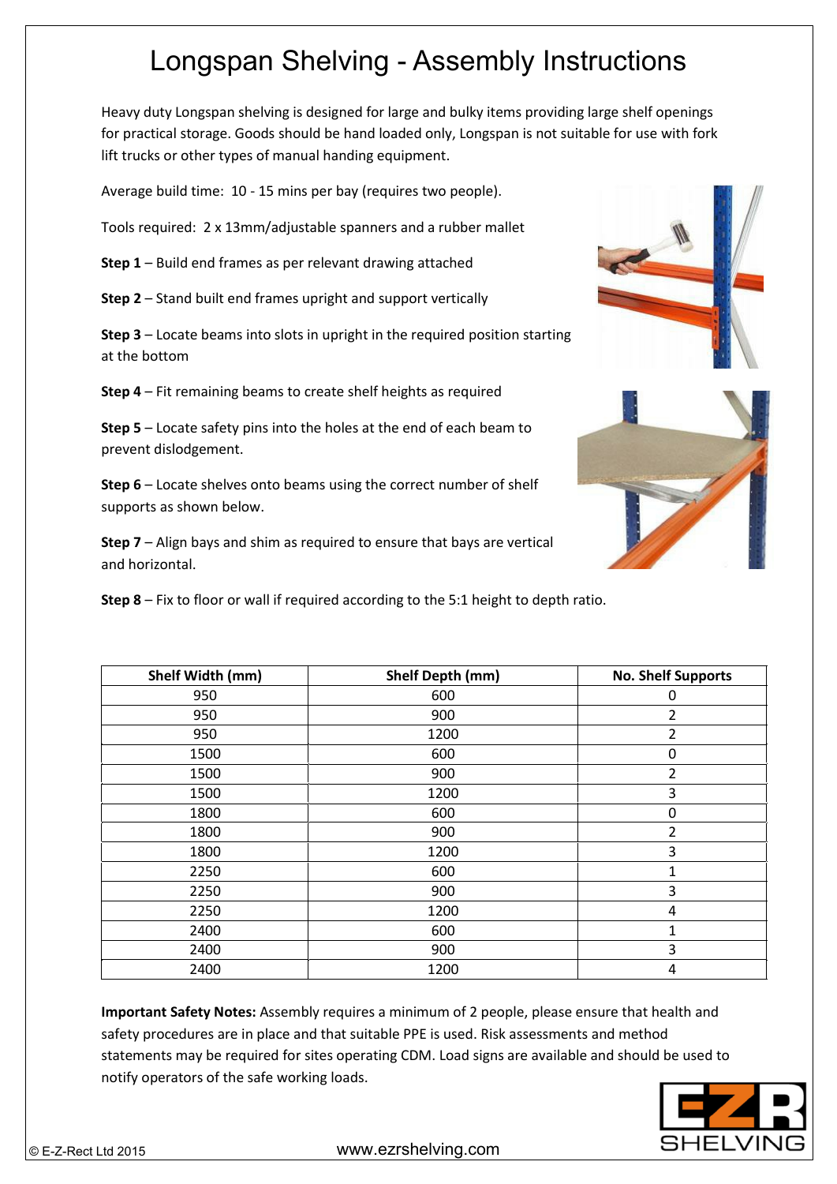# Longspan Shelving - Assembly Instructions

Heavy duty Longspan shelving is designed for large and bulky items providing large shelf openings for practical storage. Goods should be hand loaded only, Longspan is not suitable for use with fork lift trucks or other types of manual handing equipment.

Average build time: 10 - 15 mins per bay (requires two people).

Tools required: 2 x 13mm/adjustable spanners and a rubber mallet

**Step 1** – Build end frames as per relevant drawing attached

**Step 2** – Stand built end frames upright and support vertically

**Step 3** – Locate beams into slots in upright in the required position starting at the bottom

**Step 4** – Fit remaining beams to create shelf heights as required

**Step 5** – Locate safety pins into the holes at the end of each beam to prevent dislodgement.

**Step 6** – Locate shelves onto beams using the correct number of shelf supports as shown below.

**Step 7** – Align bays and shim as required to ensure that bays are vertical and horizontal.

**Step 8** – Fix to floor or wall if required according to the 5:1 height to depth ratio.

| Shelf Width (mm) | Shelf Depth (mm) | No. Shelf Supports |
|---|---|---|
| 950 | 600 | 0 |
| 950 | 900 | 2 |
| 950 | 1200 | 2 |
| 1500 | 600 | 0 |
| 1500 | 900 | 2 |
| 1500 | 1200 | 3 |
| 1800 | 600 | 0 |
| 1800 | 900 | 2 |
| 1800 | 1200 | 3 |
| 2250 | 600 | 1 |
| 2250 | 900 | 3 |
| 2250 | 1200 | 4 |
| 2400 | 600 | 1 |
| 2400 | 900 | 3 |
| 2400 | 1200 | 4 |

**Important Safety Notes:** Assembly requires a minimum of 2 people, please ensure that health and safety procedures are in place and that suitable PPE is used. Risk assessments and method statements may be required for sites operating CDM. Load signs are available and should be used to notify operators of the safe working loads.

© E-Z-Rect Ltd 2015

www.ezrshelving.com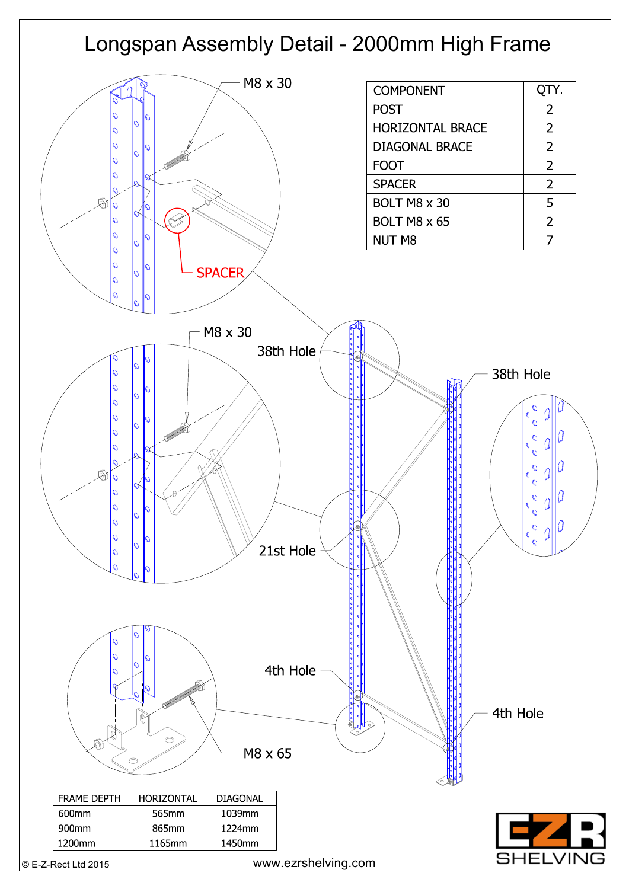# Longspan Assembly Detail - 2000mm High Frame

| COMPONENT | QTY. |
|---|---|
| POST | 2 |
| HORIZONTAL BRACE | 2 |
| DIAGONAL BRACE | 2 |
| FOOT | 2 |
| SPACER | 2 |
| BOLT M8 x 30 | 5 |
| BOLT M8 x 65 | 2 |
| NUT M8 | 7 |

M8 x 30

SPACER

M8 x 30

38th Hole

38th Hole

21st Hole

4th Hole

4th Hole

M8 x 65

| FRAME DEPTH | HORIZONTAL | DIAGONAL |
|---|---|---|
| 600mm | 565mm | 1039mm |
| 900mm | 865mm | 1224mm |
| 1200mm | 1165mm | 1450mm |

© E-Z-Rect Ltd 2015

www.ezrshelving.com

EZR SHELVING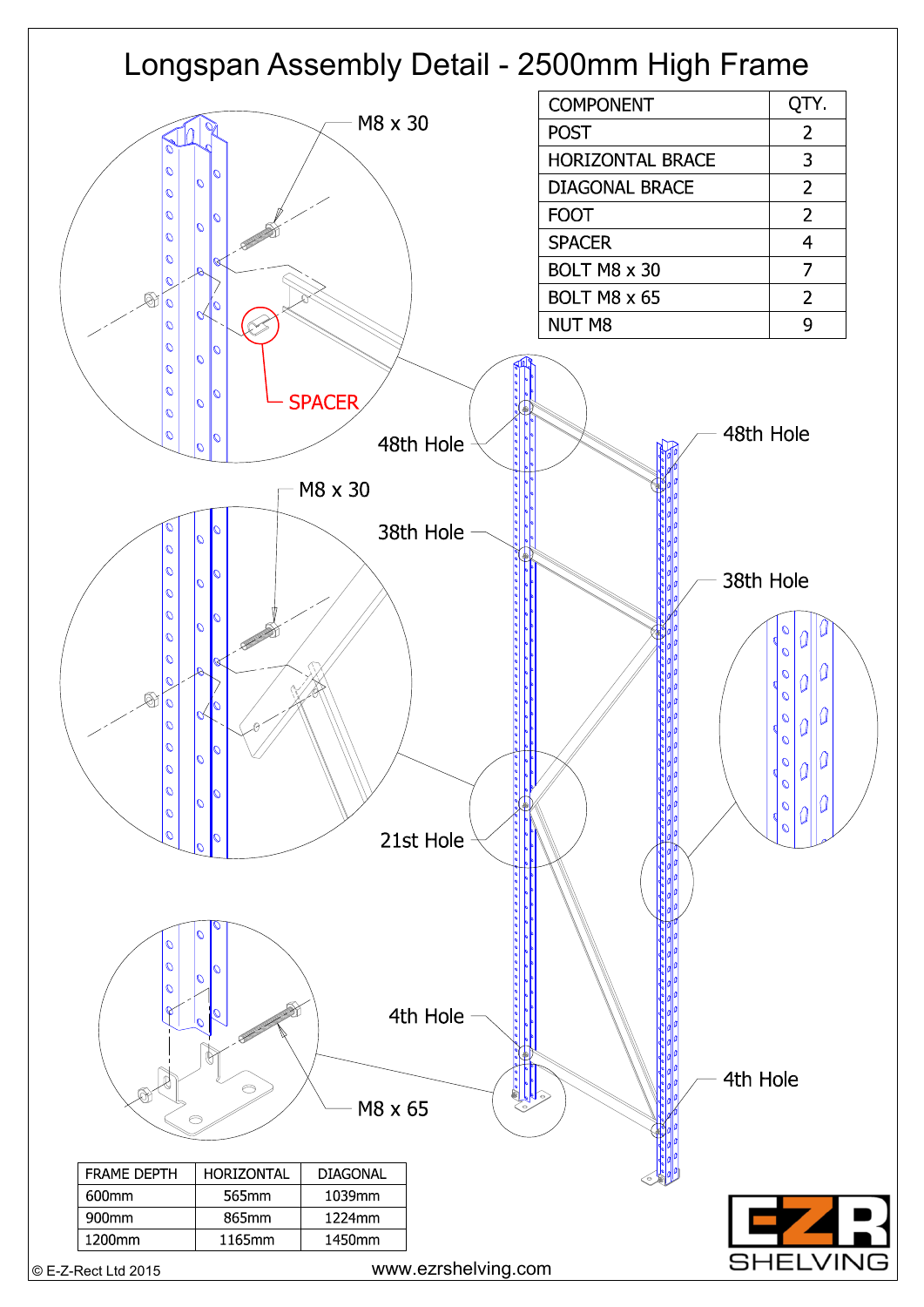# Longspan Assembly Detail - 2500mm High Frame

| COMPONENT | QTY. |
|---|---|
| POST | 2 |
| HORIZONTAL BRACE | 3 |
| DIAGONAL BRACE | 2 |
| FOOT | 2 |
| SPACER | 4 |
| BOLT M8 x 30 | 7 |
| BOLT M8 x 65 | 2 |
| NUT M8 | 9 |

M8 x 30

SPACER

48th Hole

48th Hole

M8 x 30

38th Hole

38th Hole

21st Hole

4th Hole

4th Hole

M8 x 65

| FRAME DEPTH | HORIZONTAL | DIAGONAL |
|---|---|---|
| 600mm | 565mm | 1039mm |
| 900mm | 865mm | 1224mm |
| 1200mm | 1165mm | 1450mm |

© E-Z-Rect Ltd 2015

www.ezrshelving.com

EZR SHELVING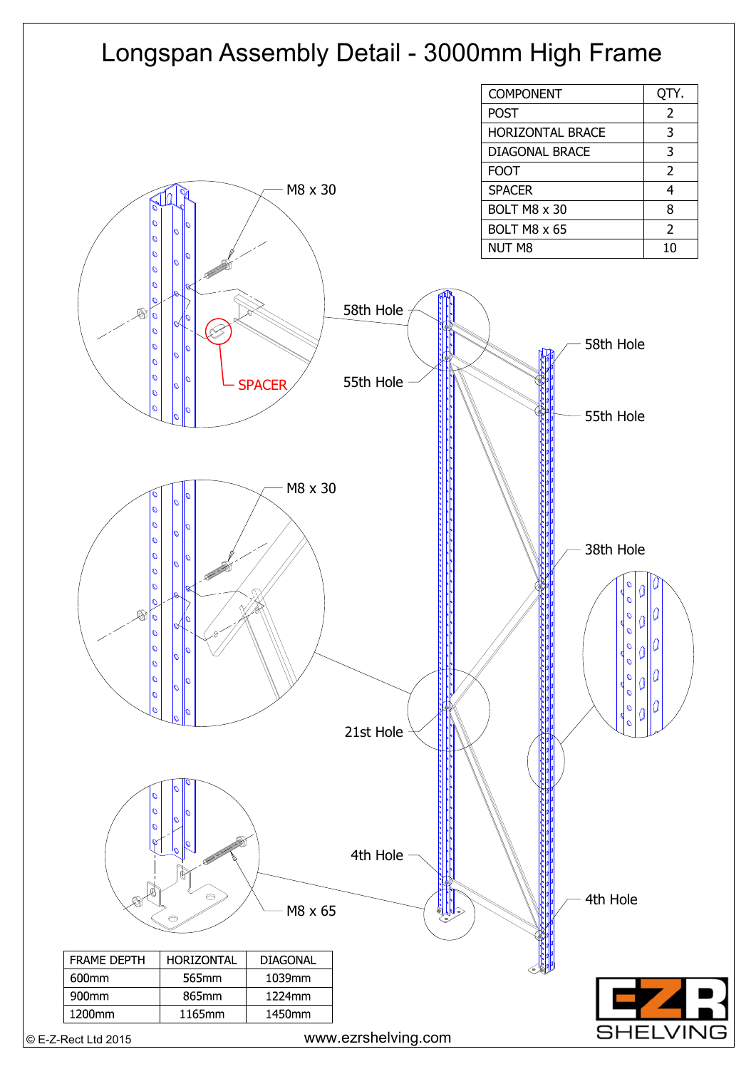# Longspan Assembly Detail - 3000mm High Frame

| COMPONENT | QTY. |
|---|---|
| POST | 2 |
| HORIZONTAL BRACE | 3 |
| DIAGONAL BRACE | 3 |
| FOOT | 2 |
| SPACER | 4 |
| BOLT M8 x 30 | 8 |
| BOLT M8 x 65 | 2 |
| NUT M8 | 10 |

M8 x 30

SPACER

58th Hole

55th Hole

58th Hole

55th Hole

M8 x 30

38th Hole

21st Hole

4th Hole

4th Hole

M8 x 65

| FRAME DEPTH | HORIZONTAL | DIAGONAL |
|---|---|---|
| 600mm | 565mm | 1039mm |
| 900mm | 865mm | 1224mm |
| 1200mm | 1165mm | 1450mm |

© E-Z-Rect Ltd 2015

www.ezrshelving.com

EZR SHELVING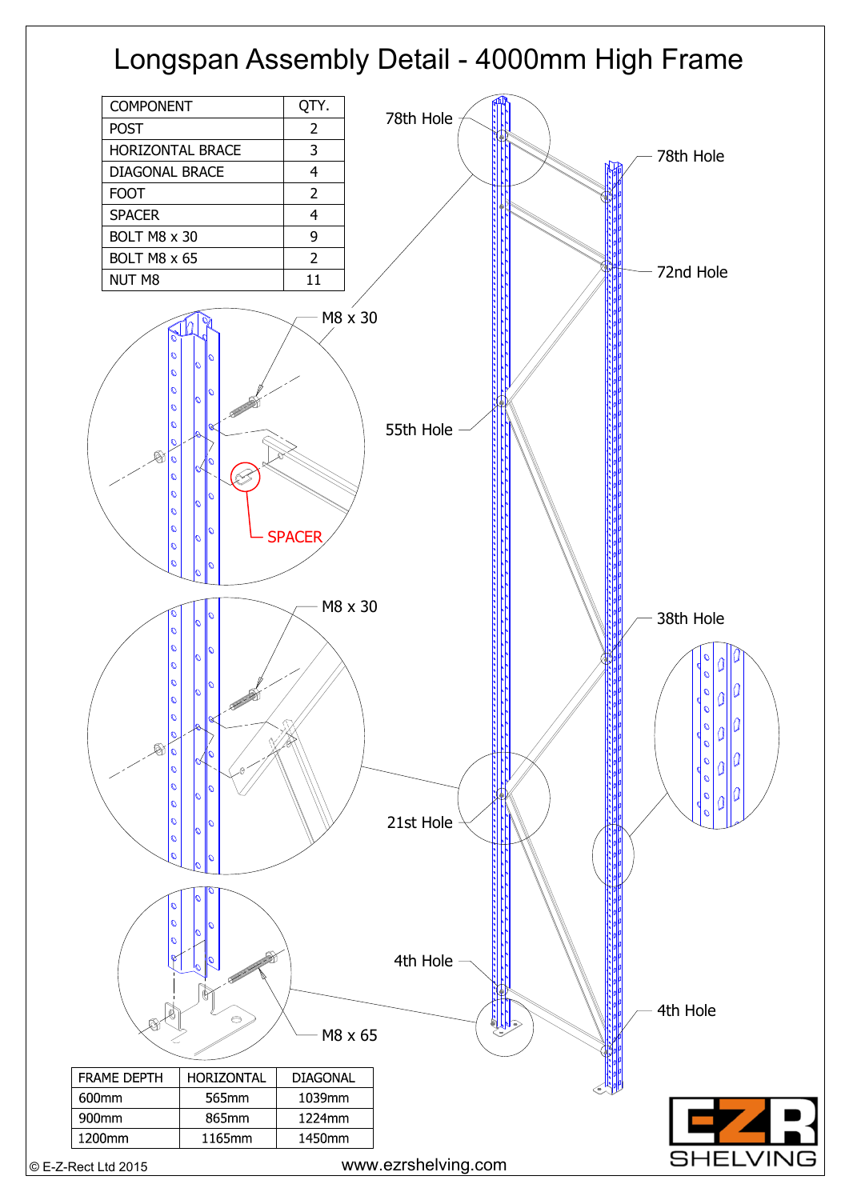# Longspan Assembly Detail - 4000mm High Frame

| COMPONENT | QTY. |
|---|---|
| POST | 2 |
| HORIZONTAL BRACE | 3 |
| DIAGONAL BRACE | 4 |
| FOOT | 2 |
| SPACER | 4 |
| BOLT M8 x 30 | 9 |
| BOLT M8 x 65 | 2 |
| NUT M8 | 11 |

78th Hole

78th Hole

72nd Hole

55th Hole

38th Hole

21st Hole

4th Hole

4th Hole

M8 x 30

SPACER

M8 x 30

M8 x 65

| FRAME DEPTH | HORIZONTAL | DIAGONAL |
|---|---|---|
| 600mm | 565mm | 1039mm |
| 900mm | 865mm | 1224mm |
| 1200mm | 1165mm | 1450mm |

EZR SHELVING

© E-Z-Rect Ltd 2015

www.ezrshelving.com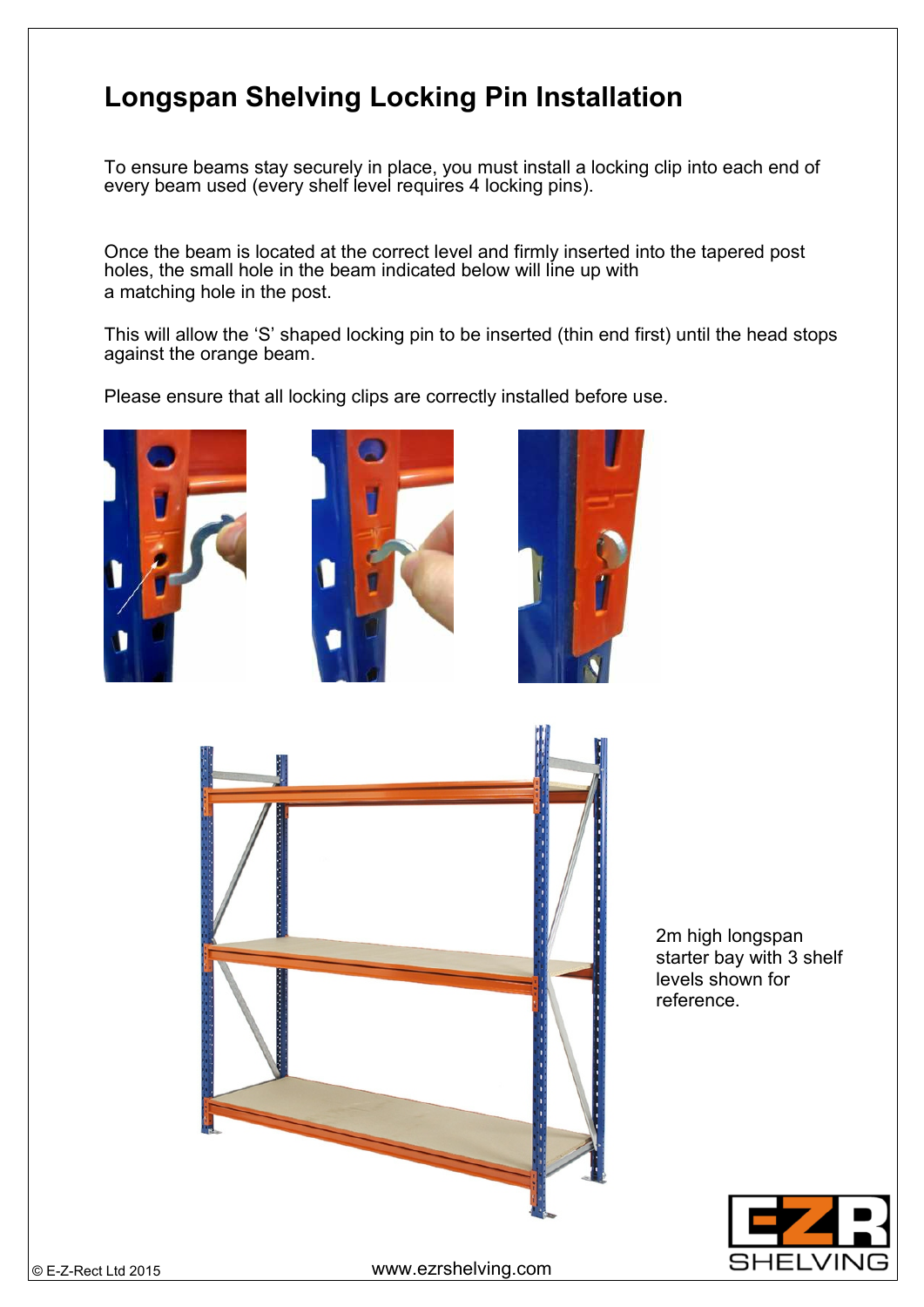# Longspan Shelving Locking Pin Installation

To ensure beams stay securely in place, you must install a locking clip into each end of every beam used (every shelf level requires 4 locking pins).

Once the beam is located at the correct level and firmly inserted into the tapered post holes, the small hole in the beam indicated below will line up with a matching hole in the post.

This will allow the 'S' shaped locking pin to be inserted (thin end first) until the head stops against the orange beam.

Please ensure that all locking clips are correctly installed before use.

2m high longspan starter bay with 3 shelf levels shown for reference.

© E-Z-Rect Ltd 2015

www.ezrshelving.com